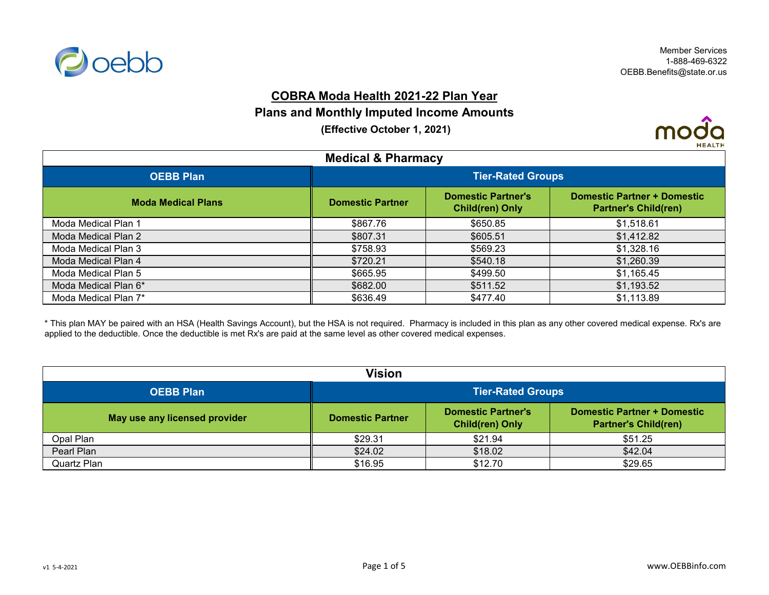Member Services
1-888-469-6322
OEBB.Benefits@state.or.us

# COBRA Moda Health 2021-22 Plan Year

## Plans and Monthly Imputed Income Amounts

**(Effective October 1, 2021)**

### Medical & Pharmacy

| OEBB Plan | Tier-Rated Groups | | |
|---|---|---|---|
| **Moda Medical Plans** | **Domestic Partner** | **Domestic Partner's Child(ren) Only** | **Domestic Partner + Domestic Partner's Child(ren)** |
| Moda Medical Plan 1 | $867.76 | $650.85 | $1,518.61 |
| Moda Medical Plan 2 | $807.31 | $605.51 | $1,412.82 |
| Moda Medical Plan 3 | $758.93 | $569.23 | $1,328.16 |
| Moda Medical Plan 4 | $720.21 | $540.18 | $1,260.39 |
| Moda Medical Plan 5 | $665.95 | $499.50 | $1,165.45 |
| Moda Medical Plan 6* | $682.00 | $511.52 | $1,193.52 |
| Moda Medical Plan 7* | $636.49 | $477.40 | $1,113.89 |

* This plan MAY be paired with an HSA (Health Savings Account), but the HSA is not required. Pharmacy is included in this plan as any other covered medical expense. Rx's are applied to the deductible. Once the deductible is met Rx's are paid at the same level as other covered medical expenses.

### Vision

| OEBB Plan | Tier-Rated Groups | | |
|---|---|---|---|
| **May use any licensed provider** | **Domestic Partner** | **Domestic Partner's Child(ren) Only** | **Domestic Partner + Domestic Partner's Child(ren)** |
| Opal Plan | $29.31 | $21.94 | $51.25 |
| Pearl Plan | $24.02 | $18.02 | $42.04 |
| Quartz Plan | $16.95 | $12.70 | $29.65 |

v1 5-4-2021

www.OEBBinfo.com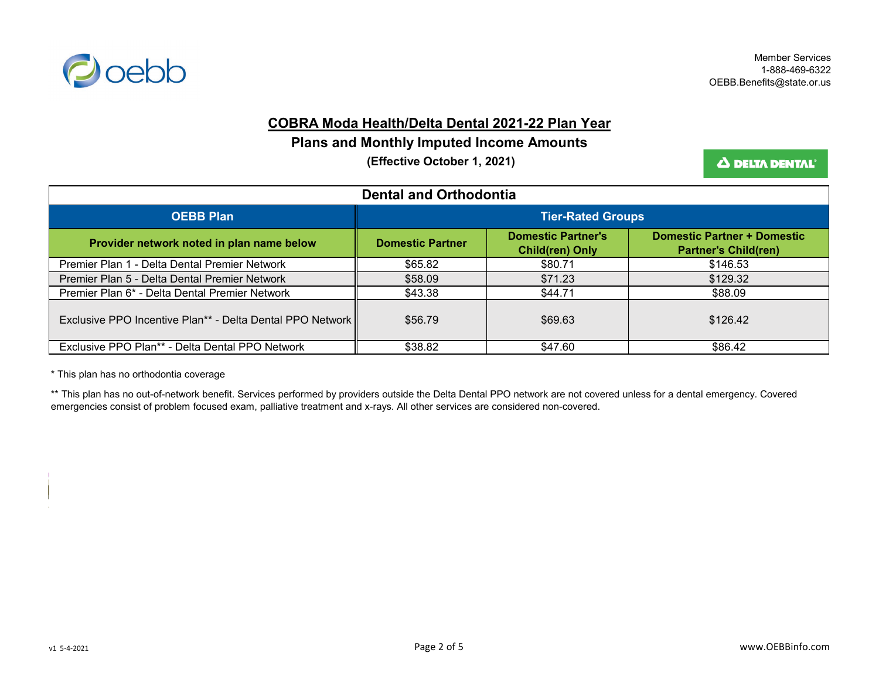Member Services
1-888-469-6322
OEBB.Benefits@state.or.us

# COBRA Moda Health/Delta Dental 2021-22 Plan Year

## Plans and Monthly Imputed Income Amounts

**(Effective October 1, 2021)**

| Dental and Orthodontia | | | |
|---|---|---|---|
| **OEBB Plan** | **Tier-Rated Groups** | | |
| **Provider network noted in plan name below** | **Domestic Partner** | **Domestic Partner's Child(ren) Only** | **Domestic Partner + Domestic Partner's Child(ren)** |
| Premier Plan 1 - Delta Dental Premier Network | $65.82 | $80.71 | $146.53 |
| Premier Plan 5 - Delta Dental Premier Network | $58.09 | $71.23 | $129.32 |
| Premier Plan 6* - Delta Dental Premier Network | $43.38 | $44.71 | $88.09 |
| Exclusive PPO Incentive Plan** - Delta Dental PPO Network | $56.79 | $69.63 | $126.42 |
| Exclusive PPO Plan** - Delta Dental PPO Network | $38.82 | $47.60 | $86.42 |

* This plan has no orthodontia coverage

** This plan has no out-of-network benefit. Services performed by providers outside the Delta Dental PPO network are not covered unless for a dental emergency. Covered emergencies consist of problem focused exam, palliative treatment and x-rays. All other services are considered non-covered.

v1 5-4-2021

www.OEBBinfo.com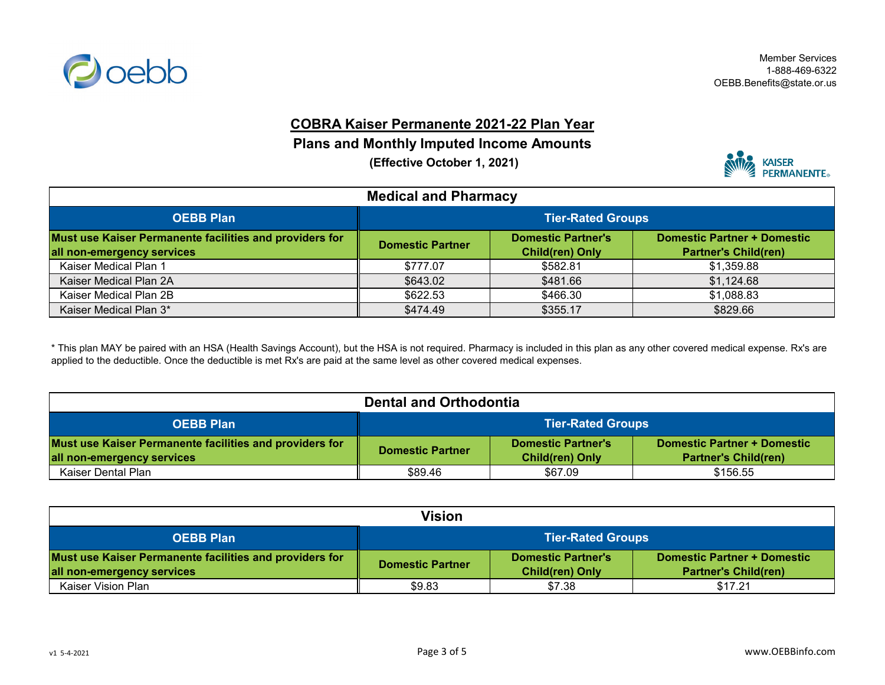Member Services
1-888-469-6322
OEBB.Benefits@state.or.us

# COBRA Kaiser Permanente 2021-22 Plan Year

## Plans and Monthly Imputed Income Amounts

**(Effective October 1, 2021)**

| Medical and Pharmacy | | | |
|---|---|---|---|
| **OEBB Plan** | **Tier-Rated Groups** | | |
| **Must use Kaiser Permanente facilities and providers for all non-emergency services** | **Domestic Partner** | **Domestic Partner's Child(ren) Only** | **Domestic Partner + Domestic Partner's Child(ren)** |
| Kaiser Medical Plan 1 | $777.07 | $582.81 | $1,359.88 |
| Kaiser Medical Plan 2A | $643.02 | $481.66 | $1,124.68 |
| Kaiser Medical Plan 2B | $622.53 | $466.30 | $1,088.83 |
| Kaiser Medical Plan 3* | $474.49 | $355.17 | $829.66 |

* This plan MAY be paired with an HSA (Health Savings Account), but the HSA is not required. Pharmacy is included in this plan as any other covered medical expense. Rx's are applied to the deductible. Once the deductible is met Rx's are paid at the same level as other covered medical expenses.

| Dental and Orthodontia | | | |
|---|---|---|---|
| **OEBB Plan** | **Tier-Rated Groups** | | |
| **Must use Kaiser Permanente facilities and providers for all non-emergency services** | **Domestic Partner** | **Domestic Partner's Child(ren) Only** | **Domestic Partner + Domestic Partner's Child(ren)** |
| Kaiser Dental Plan | $89.46 | $67.09 | $156.55 |

| Vision | | | |
|---|---|---|---|
| **OEBB Plan** | **Tier-Rated Groups** | | |
| **Must use Kaiser Permanente facilities and providers for all non-emergency services** | **Domestic Partner** | **Domestic Partner's Child(ren) Only** | **Domestic Partner + Domestic Partner's Child(ren)** |
| Kaiser Vision Plan | $9.83 | $7.38 | $17.21 |

v1 5-4-2021

www.OEBBinfo.com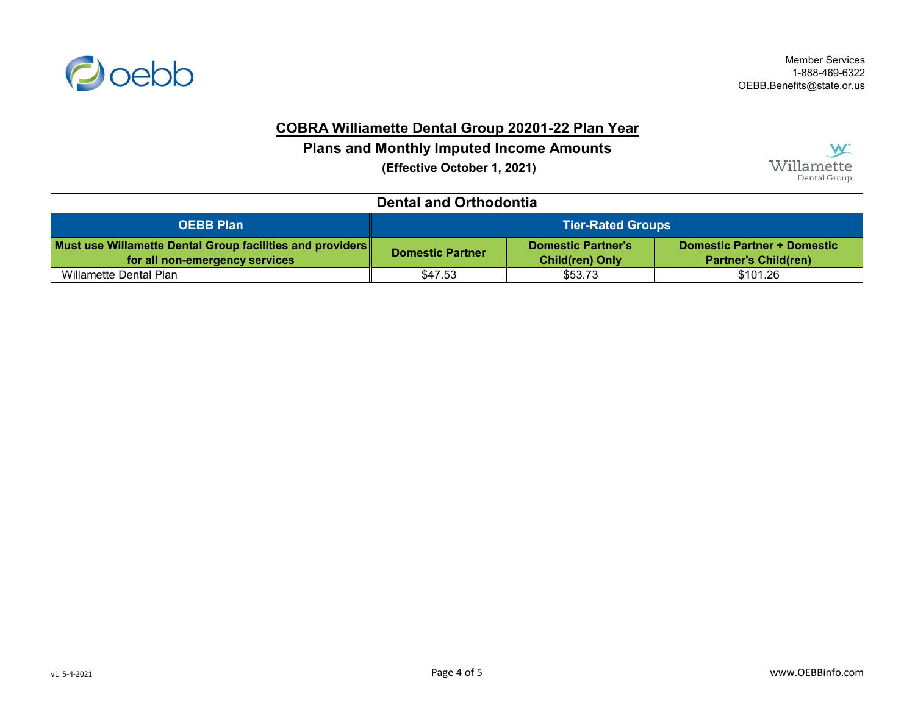Member Services
1-888-469-6322
OEBB.Benefits@state.or.us

## COBRA Williamette Dental Group 20201-22 Plan Year

### Plans and Monthly Imputed Income Amounts

**(Effective October 1, 2021)**

| Dental and Orthodontia | | | |
|---|---|---|---|
| **OEBB Plan** | **Tier-Rated Groups** | | |
| **Must use Willamette Dental Group facilities and providers for all non-emergency services** | **Domestic Partner** | **Domestic Partner's Child(ren) Only** | **Domestic Partner + Domestic Partner's Child(ren)** |
| Willamette Dental Plan | $47.53 | $53.73 | $101.26 |

v1 5-4-2021

www.OEBBinfo.com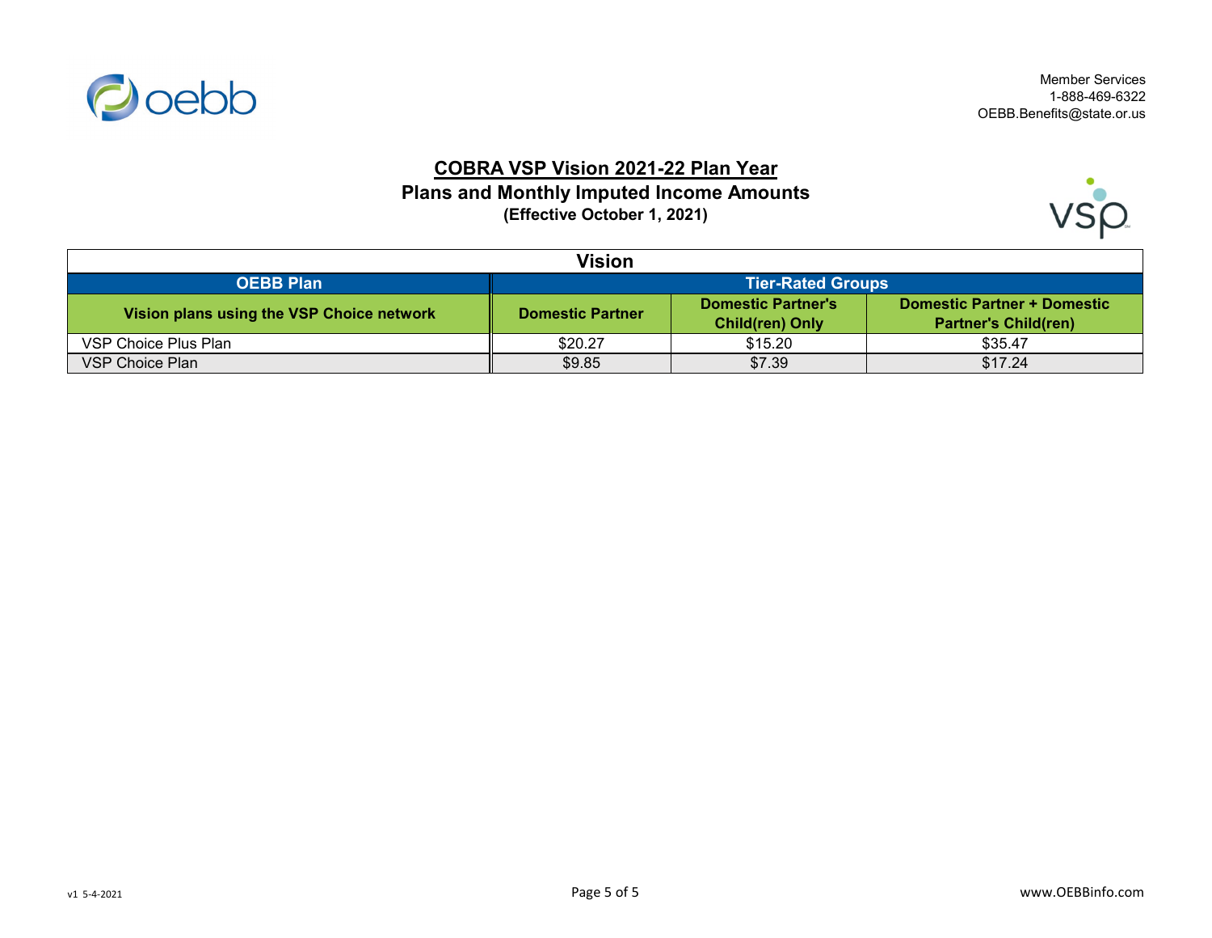Member Services
1-888-469-6322
OEBB.Benefits@state.or.us

## COBRA VSP Vision 2021-22 Plan Year

### Plans and Monthly Imputed Income Amounts

**(Effective October 1, 2021)**

| Vision | | | |
|---|---|---|---|
| **OEBB Plan** | **Tier-Rated Groups** | | |
| **Vision plans using the VSP Choice network** | **Domestic Partner** | **Domestic Partner's Child(ren) Only** | **Domestic Partner + Domestic Partner's Child(ren)** |
| VSP Choice Plus Plan | $20.27 | $15.20 | $35.47 |
| VSP Choice Plan | $9.85 | $7.39 | $17.24 |

v1 5-4-2021

www.OEBBinfo.com